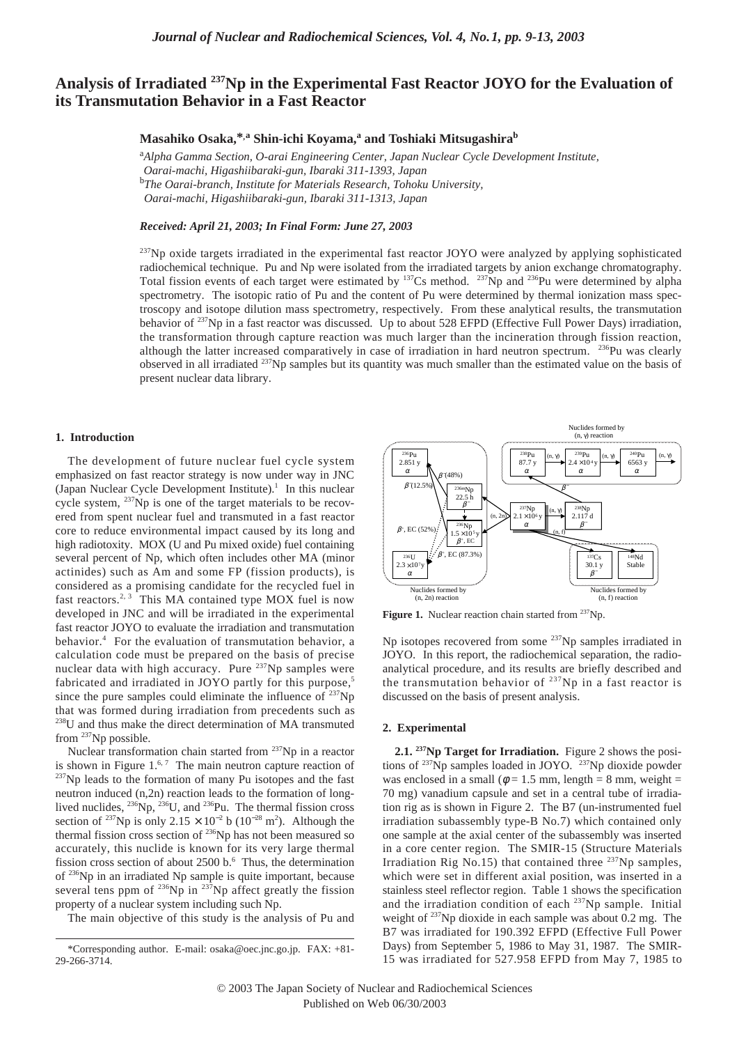# Analysis of Irradiated $^{237}$Np in the Experimental Fast Reactor JOYO for the Evaluation of its Transmutation Behavior in a Fast Reactor

**Masahiko Osaka,\*[,a] Shin-ichi Koyama,[a] and Toshiaki Mitsugashira[b]**

[a]*Alpha Gamma Section, O-arai Engineering Center, Japan Nuclear Cycle Development Institute, Oarai-machi, Higashiibaraki-gun, Ibaraki 311-1393, Japan*
[b]*The Oarai-branch, Institute for Materials Research, Tohoku University, Oarai-machi, Higashiibaraki-gun, Ibaraki 311-1313, Japan*

***Received: April 21, 2003; In Final Form: June 27, 2003***

$^{237}$Np oxide targets irradiated in the experimental fast reactor JOYO were analyzed by applying sophisticated radiochemical technique. Pu and Np were isolated from the irradiated targets by anion exchange chromatography. Total fission events of each target were estimated by $^{137}$Cs method. $^{237}$Np and $^{236}$Pu were determined by alpha spectrometry. The isotopic ratio of Pu and the content of Pu were determined by thermal ionization mass spectroscopy and isotope dilution mass spectrometry, respectively. From these analytical results, the transmutation behavior of $^{237}$Np in a fast reactor was discussed. Up to about 528 EFPD (Effective Full Power Days) irradiation, the transformation through capture reaction was much larger than the incineration through fission reaction, although the latter increased comparatively in case of irradiation in hard neutron spectrum. $^{236}$Pu was clearly observed in all irradiated $^{237}$Np samples but its quantity was much smaller than the estimated value on the basis of present nuclear data library.

## 1. Introduction

The development of future nuclear fuel cycle system emphasized on fast reactor strategy is now under way in JNC (Japan Nuclear Cycle Development Institute).[1] In this nuclear cycle system, $^{237}$Np is one of the target materials to be recovered from spent nuclear fuel and transmuted in a fast reactor core to reduce environmental impact caused by its long and high radiotoxity. MOX (U and Pu mixed oxide) fuel containing several percent of Np, which often includes other MA (minor actinides) such as Am and some FP (fission products), is considered as a promising candidate for the recycled fuel in fast reactors.[2, 3] This MA contained type MOX fuel is now developed in JNC and will be irradiated in the experimental fast reactor JOYO to evaluate the irradiation and transmutation behavior.[4] For the evaluation of transmutation behavior, a calculation code must be prepared on the basis of precise nuclear data with high accuracy. Pure $^{237}$Np samples were fabricated and irradiated in JOYO partly for this purpose,[5] since the pure samples could eliminate the influence of $^{237}$Np that was formed during irradiation from precedents such as $^{238}$U and thus make the direct determination of MA transmuted from $^{237}$Np possible.

Nuclear transformation chain started from $^{237}$Np in a reactor is shown in Figure 1.[6, 7] The main neutron capture reaction of $^{237}$Np leads to the formation of many Pu isotopes and the fast neutron induced (n,2n) reaction leads to the formation of long-lived nuclides, $^{236}$Np, $^{236}$U, and $^{236}$Pu. The thermal fission cross section of $^{237}$Np is only $2.15 \times 10^{-2}$ b ($10^{-28}$ m$^2$). Although the thermal fission cross section of $^{236}$Np has not been measured so accurately, this nuclide is known for its very large thermal fission cross section of about 2500 b.[6] Thus, the determination of $^{236}$Np in an irradiated Np sample is quite important, because several tens ppm of $^{236}$Np in $^{237}$Np affect greatly the fission property of a nuclear system including such Np.

The main objective of this study is the analysis of Pu and Np isotopes recovered from some $^{237}$Np samples irradiated in JOYO. In this report, the radiochemical separation, the radioanalytical procedure, and its results are briefly described and the transmutation behavior of $^{237}$Np in a fast reactor is discussed on the basis of present analysis.

**Figure 1.** Nuclear reaction chain started from $^{237}$Np.

## 2. Experimental

**2.1. $^{237}$Np Target for Irradiation.** Figure 2 shows the positions of $^{237}$Np samples loaded in JOYO. $^{237}$Np dioxide powder was enclosed in a small ($\phi$ = 1.5 mm, length = 8 mm, weight = 70 mg) vanadium capsule and set in a central tube of irradiation rig as is shown in Figure 2. The B7 (un-instrumented fuel irradiation subassembly type-B No.7) which contained only one sample at the axial center of the subassembly was inserted in a core center region. The SMIR-15 (Structure Materials Irradiation Rig No.15) that contained three $^{237}$Np samples, which were set in different axial position, was inserted in a stainless steel reflector region. Table 1 shows the specification and the irradiation condition of each $^{237}$Np sample. Initial weight of $^{237}$Np dioxide in each sample was about 0.2 mg. The B7 was irradiated for 190.392 EFPD (Effective Full Power Days) from September 5, 1986 to May 31, 1987. The SMIR-15 was irradiated for 527.958 EFPD from May 7, 1985 to

\*Corresponding author. E-mail: osaka@oec.jnc.go.jp. FAX: +81-29-266-3714.

© 2003 The Japan Society of Nuclear and Radiochemical Sciences
Published on Web 06/30/2003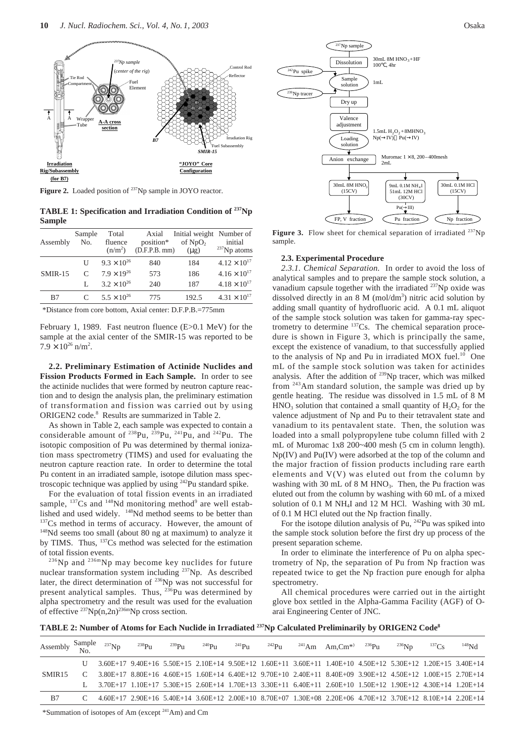**Figure 2.** Loaded position of $^{237}$Np sample in JOYO reactor.

**TABLE 1: Specification and Irradiation Condition of $^{237}$Np Sample**

| Assembly | Sample No. | Total fluence ($n/m^2$) | Axial position* (D.F.P.B. mm) | Initial weight of $NpO_2$ (μg) | Number of initial $^{237}$Np atoms |
|---|---|---|---|---|---|
| SMIR-15 | U | $9.3 \times 10^{26}$ | 840 | 184 | $4.12 \times 10^{17}$ |
| | C | $7.9 \times 19^{26}$ | 573 | 186 | $4.16 \times 10^{17}$ |
| | L | $3.2 \times 10^{26}$ | 240 | 187 | $4.18 \times 10^{17}$ |
| B7 | C | $5.5 \times 10^{26}$ | 775 | 192.5 | $4.31 \times 10^{17}$ |

*Distance from core bottom, Axial center: D.F.P.B.=775mm

February 1, 1989. Fast neutron fluence (E>0.1 MeV) for the sample at the axial center of the SMIR-15 was reported to be $7.9 \times 10^{26}$ n/m$^2$.

**2.2. Preliminary Estimation of Actinide Nuclides and Fission Products Formed in Each Sample.** In order to see the actinide nuclides that were formed by neutron capture reaction and to design the analysis plan, the preliminary estimation of transformation and fission was carried out by using ORIGEN2 code.[8] Results are summarized in Table 2.

As shown in Table 2, each sample was expected to contain a considerable amount of $^{238}$Pu, $^{239}$Pu, $^{241}$Pu, and $^{242}$Pu. The isotopic composition of Pu was determined by thermal ionization mass spectrometry (TIMS) and used for evaluating the neutron capture reaction rate. In order to determine the total Pu content in an irradiated sample, isotope dilution mass spectroscopic technique was applied by using $^{242}$Pu standard spike.

For the evaluation of total fission events in an irradiated sample, $^{137}$Cs and $^{148}$Nd monitoring method[9] are well established and used widely. $^{148}$Nd method seems to be better than $^{137}$Cs method in terms of accuracy. However, the amount of $^{148}$Nd seems too small (about 80 ng at maximum) to analyze it by TIMS. Thus, $^{137}$Cs method was selected for the estimation of total fission events.

$^{236}$Np and $^{236m}$Np may become key nuclides for future nuclear transformation system including $^{237}$Np. As described later, the direct determination of $^{236}$Np was not successful for present analytical samples. Thus, $^{236}$Pu was determined by alpha spectrometry and the result was used for the evaluation of effective $^{237}$Np(n,2n)$^{236m}$Np cross section.

**Figure 3.** Flow sheet for chemical separation of irradiated $^{237}$Np sample.

**2.3. Experimental Procedure**

*2.3.1. Chemical Separation.* In order to avoid the loss of analytical samples and to prepare the sample stock solution, a vanadium capsule together with the irradiated $^{237}$Np oxide was dissolved directly in an 8 M (mol/dm$^3$) nitric acid solution by adding small quantity of hydrofluoric acid. A 0.1 mL aliquot of the sample stock solution was taken for gamma-ray spectrometry to determine $^{137}$Cs. The chemical separation procedure is shown in Figure 3, which is principally the same, except the existence of vanadium, to that successfully applied to the analysis of Np and Pu in irradiated MOX fuel.[10] One mL of the sample stock solution was taken for actinides analysis. After the addition of $^{239}$Np tracer, which was milked from $^{243}$Am standard solution, the sample was dried up by gentle heating. The residue was dissolved in 1.5 mL of 8 M $HNO_3$ solution that contained a small quantity of $H_2O_2$ for the valence adjustment of Np and Pu to their tetravalent state and vanadium to its pentavalent state. Then, the solution was loaded into a small polypropylene tube column filled with 2 mL of Muromac 1x8 200~400 mesh (5 cm in column length). Np(IV) and Pu(IV) were adsorbed at the top of the column and the major fraction of fission products including rare earth elements and V(V) was eluted out from the column by washing with 30 mL of 8 M $HNO_3$. Then, the Pu fraction was eluted out from the column by washing with 60 mL of a mixed solution of 0.1 M $NH_4I$ and 12 M HCl. Washing with 30 mL of 0.1 M HCl eluted out the Np fraction finally.

For the isotope dilution analysis of Pu, $^{242}$Pu was spiked into the sample stock solution before the first dry up process of the present separation scheme.

In order to eliminate the interference of Pu on alpha spectrometry of Np, the separation of Pu from Np fraction was repeated twice to get the Np fraction pure enough for alpha spectrometry.

All chemical procedures were carried out in the airtight glove box settled in the Alpha-Gamma Facility (AGF) of O-arai Engineering Center of JNC.

**TABLE 2: Number of Atoms for Each Nuclide in Irradiated $^{237}$Np Calculated Preliminarily by ORIGEN2 Code[8]**

| Assembly | Sample No. | $^{237}$Np | $^{238}$Pu | $^{239}$Pu | $^{240}$Pu | $^{241}$Pu | $^{242}$Pu | $^{241}$Am | Am,Cm* | $^{236}$Pu | $^{236}$Np | $^{137}$Cs | $^{148}$Nd |
|---|---|---|---|---|---|---|---|---|---|---|---|---|---|
| SMIR15 | U | 3.60E+17 | 9.40E+16 | 5.50E+15 | 2.10E+14 | 9.50E+12 | 1.60E+11 | 3.60E+11 | 1.40E+10 | 4.50E+12 | 5.30E+12 | 1.20E+15 | 3.40E+14 |
| | C | 3.80E+17 | 8.80E+16 | 4.60E+15 | 1.60E+14 | 6.40E+12 | 9.70E+10 | 2.40E+11 | 8.40E+09 | 3.90E+12 | 4.50E+12 | 1.00E+15 | 2.70E+14 |
| | L | 3.70E+17 | 1.10E+17 | 5.30E+15 | 2.60E+14 | 1.70E+13 | 3.30E+11 | 6.40E+11 | 2.60E+10 | 1.50E+12 | 1.90E+12 | 4.30E+14 | 1.20E+14 |
| B7 | C | 4.60E+17 | 2.90E+16 | 5.40E+14 | 3.60E+12 | 2.00E+10 | 8.70E+07 | 1.30E+08 | 2.20E+06 | 4.70E+12 | 3.70E+12 | 8.10E+14 | 2.20E+14 |

*Summation of isotopes of Am (except $^{241}$Am) and Cm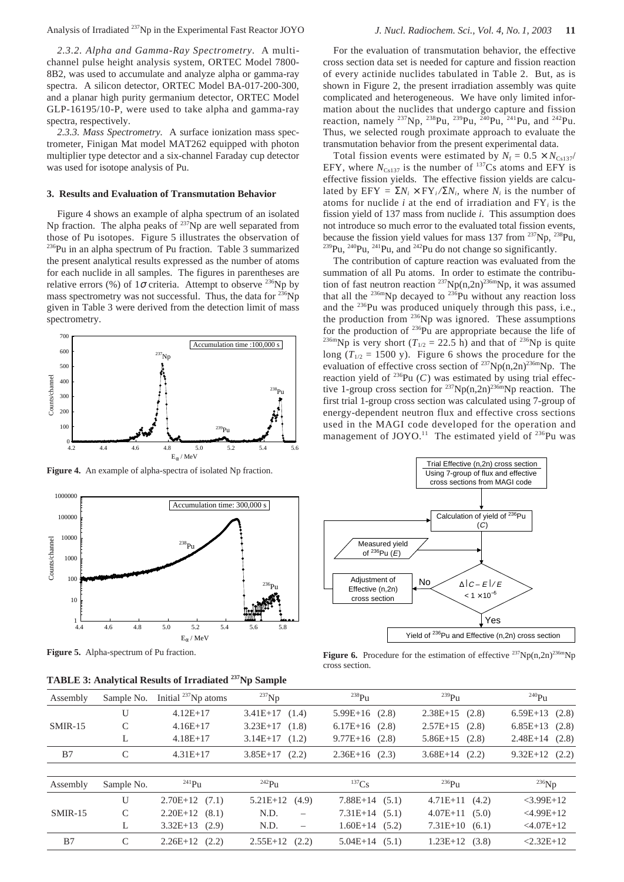*2.3.2. Alpha and Gamma-Ray Spectrometry.* A multi-channel pulse height analysis system, ORTEC Model 7800-8B2, was used to accumulate and analyze alpha or gamma-ray spectra. A silicon detector, ORTEC Model BA-017-200-300, and a planar high purity germanium detector, ORTEC Model GLP-16195/10-P, were used to take alpha and gamma-ray spectra, respectively.

*2.3.3. Mass Spectrometry.* A surface ionization mass spectrometer, Finigan Mat model MAT262 equipped with photon multiplier type detector and a six-channel Faraday cup detector was used for isotope analysis of Pu.

## 3. Results and Evaluation of Transmutation Behavior

Figure 4 shows an example of alpha spectrum of an isolated Np fraction. The alpha peaks of $^{237}$Np are well separated from those of Pu isotopes. Figure 5 illustrates the observation of $^{236}$Pu in an alpha spectrum of Pu fraction. Table 3 summarized the present analytical results expressed as the number of atoms for each nuclide in all samples. The figures in parentheses are relative errors (%) of $1\sigma$ criteria. Attempt to observe $^{236}$Np by mass spectrometry was not successful. Thus, the data for $^{236}$Np given in Table 3 were derived from the detection limit of mass spectrometry.

**Figure 4.** An example of alpha-spectra of isolated Np fraction.

**Figure 5.** Alpha-spectrum of Pu fraction.

For the evaluation of transmutation behavior, the effective cross section data set is needed for capture and fission reaction of every actinide nuclides tabulated in Table 2. But, as is shown in Figure 2, the present irradiation assembly was quite complicated and heterogeneous. We have only limited information about the nuclides that undergo capture and fission reaction, namely $^{237}$Np, $^{238}$Pu, $^{239}$Pu, $^{240}$Pu, $^{241}$Pu, and $^{242}$Pu. Thus, we selected rough proximate approach to evaluate the transmutation behavior from the present experimental data.

Total fission events were estimated by $N_f = 0.5 \times N_{Cs137}/$EFY, where $N_{Cs137}$ is the number of $^{137}$Cs atoms and EFY is effective fission yields. The effective fission yields are calculated by EFY $= \Sigma N_i \times \mathrm{FY}_i / \Sigma N_i$, where $N_i$ is the number of atoms for nuclide $i$ at the end of irradiation and FY$_i$ is the fission yield of 137 mass from nuclide $i$. This assumption does not introduce so much error to the evaluated total fission events, because the fission yield values for mass 137 from $^{237}$Np, $^{238}$Pu, $^{239}$Pu, $^{240}$Pu, $^{241}$Pu, and $^{242}$Pu do not change so significantly.

The contribution of capture reaction was evaluated from the summation of all Pu atoms. In order to estimate the contribution of fast neutron reaction $^{237}$Np(n,2n)$^{236m}$Np, it was assumed that all the $^{236m}$Np decayed to $^{236}$Pu without any reaction loss and the $^{236}$Pu was produced uniquely through this pass, i.e., the production from $^{236}$Np was ignored. These assumptions for the production of $^{236}$Pu are appropriate because the life of $^{236m}$Np is very short ($T_{1/2}$ = 22.5 h) and that of $^{236}$Np is quite long ($T_{1/2}$ = 1500 y). Figure 6 shows the procedure for the evaluation of effective cross section of $^{237}$Np(n,2n)$^{236m}$Np. The reaction yield of $^{236}$Pu ($C$) was estimated by using trial effective 1-group cross section for $^{237}$Np(n,2n)$^{236m}$Np reaction. The first trial 1-group cross section was calculated using 7-group of energy-dependent neutron flux and effective cross sections used in the MAGI code developed for the operation and management of JOYO.[11] The estimated yield of $^{236}$Pu was

**Figure 6.** Procedure for the estimation of effective $^{237}$Np(n,2n)$^{236m}$Np cross section.

**TABLE 3: Analytical Results of Irradiated $^{237}$Np Sample**

| Assembly | Sample No. | Initial $^{237}$Np atoms | $^{237}$Np | $^{238}$Pu | $^{239}$Pu | $^{240}$Pu |
|---|---|---|---|---|---|---|
| SMIR-15 | U | 4.12E+17 | 3.41E+17 (1.4) | 5.99E+16 (2.8) | 2.38E+15 (2.8) | 6.59E+13 (2.8) |
| | C | 4.16E+17 | 3.23E+17 (1.8) | 6.17E+16 (2.8) | 2.57E+15 (2.8) | 6.85E+13 (2.8) |
| | L | 4.18E+17 | 3.14E+17 (1.2) | 9.77E+16 (2.8) | 5.86E+15 (2.8) | 2.48E+14 (2.8) |
| B7 | C | 4.31E+17 | 3.85E+17 (2.2) | 2.36E+16 (2.3) | 3.68E+14 (2.2) | 9.32E+12 (2.2) |

| Assembly | Sample No. | $^{241}$Pu | $^{242}$Pu | $^{137}$Cs | $^{236}$Pu | $^{236}$Np |
|---|---|---|---|---|---|---|
| SMIR-15 | U | 2.70E+12 (7.1) | 5.21E+12 (4.9) | 7.88E+14 (5.1) | 4.71E+11 (4.2) | <3.99E+12 |
| | C | 2.20E+12 (8.1) | N.D. – | 7.31E+14 (5.1) | 4.07E+11 (5.0) | <4.99E+12 |
| | L | 3.32E+13 (2.9) | N.D. – | 1.60E+14 (5.2) | 7.31E+10 (6.1) | <4.07E+12 |
| B7 | C | 2.26E+12 (2.2) | 2.55E+12 (2.2) | 5.04E+14 (5.1) | 1.23E+12 (3.8) | <2.32E+12 |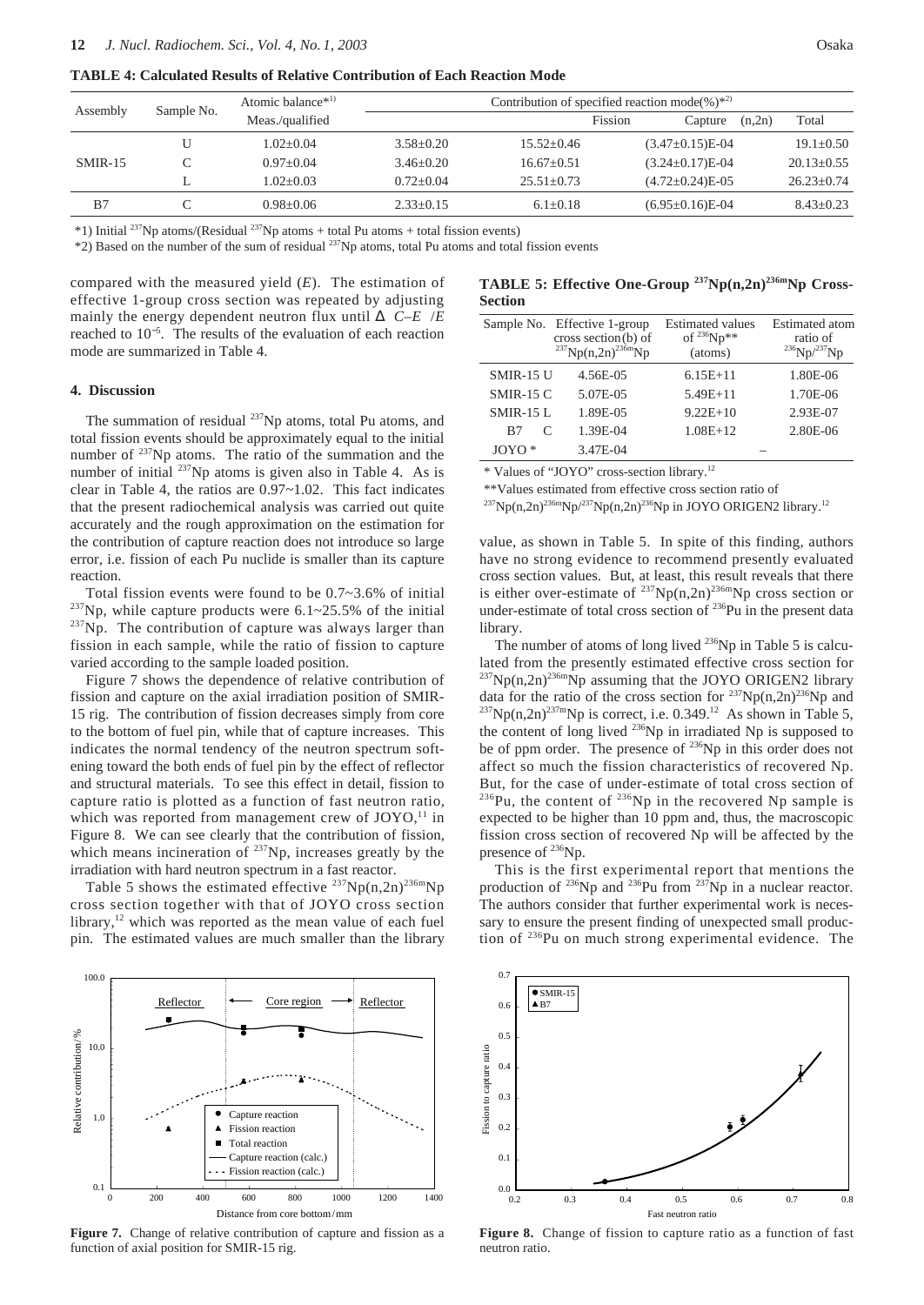**TABLE 4: Calculated Results of Relative Contribution of Each Reaction Mode**

| Assembly | Sample No. | Atomic balance*1) Meas./qualified | Contribution of specified reaction mode(%)*2) Fission | Capture | (n,2n) | Total |
|---|---|---|---|---|---|---|
| SMIR-15 | U | 1.02±0.04 | 3.58±0.20 | 15.52±0.46 | (3.47±0.15)E-04 | 19.1±0.50 |
| | C | 0.97±0.04 | 3.46±0.20 | 16.67±0.51 | (3.24±0.17)E-04 | 20.13±0.55 |
| | L | 1.02±0.03 | 0.72±0.04 | 25.51±0.73 | (4.72±0.24)E-05 | 26.23±0.74 |
| B7 | C | 0.98±0.06 | 2.33±0.15 | 6.1±0.18 | (6.95±0.16)E-04 | 8.43±0.23 |

*1) Initial $^{237}$Np atoms/(Residual $^{237}$Np atoms + total Pu atoms + total fission events)

*2) Based on the number of the sum of residual $^{237}$Np atoms, total Pu atoms and total fission events

compared with the measured yield ($E$). The estimation of effective 1-group cross section was repeated by adjusting mainly the energy dependent neutron flux until $\Delta\ C–E\ /E$ reached to $10^{-5}$. The results of the evaluation of each reaction mode are summarized in Table 4.

## 4. Discussion

The summation of residual $^{237}$Np atoms, total Pu atoms, and total fission events should be approximately equal to the initial number of $^{237}$Np atoms. The ratio of the summation and the number of initial $^{237}$Np atoms is given also in Table 4. As is clear in Table 4, the ratios are 0.97~1.02. This fact indicates that the present radiochemical analysis was carried out quite accurately and the rough approximation on the estimation for the contribution of capture reaction does not introduce so large error, i.e. fission of each Pu nuclide is smaller than its capture reaction.

Total fission events were found to be 0.7~3.6% of initial $^{237}$Np, while capture products were 6.1~25.5% of the initial $^{237}$Np. The contribution of capture was always larger than fission in each sample, while the ratio of fission to capture varied according to the sample loaded position.

Figure 7 shows the dependence of relative contribution of fission and capture on the axial irradiation position of SMIR-15 rig. The contribution of fission decreases simply from core to the bottom of fuel pin, while that of capture increases. This indicates the normal tendency of the neutron spectrum softening toward the both ends of fuel pin by the effect of reflector and structural materials. To see this effect in detail, fission to capture ratio is plotted as a function of fast neutron ratio, which was reported from management crew of JOYO,[11] in Figure 8. We can see clearly that the contribution of fission, which means incineration of $^{237}$Np, increases greatly by the irradiation with hard neutron spectrum in a fast reactor.

Table 5 shows the estimated effective $^{237}$Np(n,2n)$^{236m}$Np cross section together with that of JOYO cross section library,[12] which was reported as the mean value of each fuel pin. The estimated values are much smaller than the library

**TABLE 5: Effective One-Group $^{237}$Np(n,2n)$^{236m}$Np Cross-Section**

| Sample No. | Effective 1-group cross section(b) of $^{237}$Np(n,2n)$^{236m}$Np | Estimated values of $^{236}$Np** (atoms) | Estimated atom ratio of $^{236}$Np/$^{237}$Np |
|---|---|---|---|
| SMIR-15 U | 4.56E-05 | 6.15E+11 | 1.80E-06 |
| SMIR-15 C | 5.07E-05 | 5.49E+11 | 1.70E-06 |
| SMIR-15 L | 1.89E-05 | 9.22E+10 | 2.93E-07 |
| B7 C | 1.39E-04 | 1.08E+12 | 2.80E-06 |
| JOYO * | 3.47E-04 | – | |

\* Values of "JOYO" cross-section library.[12]

**Values estimated from effective cross section ratio of $^{237}$Np(n,2n)$^{236m}$Np/$^{237}$Np(n,2n)$^{236}$Np in JOYO ORIGEN2 library.[12]

value, as shown in Table 5. In spite of this finding, authors have no strong evidence to recommend presently evaluated cross section values. But, at least, this result reveals that there is either over-estimate of $^{237}$Np(n,2n)$^{236m}$Np cross section or under-estimate of total cross section of $^{236}$Pu in the present data library.

The number of atoms of long lived $^{236}$Np in Table 5 is calculated from the presently estimated effective cross section for $^{237}$Np(n,2n)$^{236m}$Np assuming that the JOYO ORIGEN2 library data for the ratio of the cross section for $^{237}$Np(n,2n)$^{236}$Np and $^{237}$Np(n,2n)$^{237m}$Np is correct, i.e. 0.349.[12] As shown in Table 5, the content of long lived $^{236}$Np in irradiated Np is supposed to be of ppm order. The presence of $^{236}$Np in this order does not affect so much the fission characteristics of recovered Np. But, for the case of under-estimate of total cross section of $^{236}$Pu, the content of $^{236}$Np in the recovered Np sample is expected to be higher than 10 ppm and, thus, the macroscopic fission cross section of recovered Np will be affected by the presence of $^{236}$Np.

This is the first experimental report that mentions the production of $^{236}$Np and $^{236}$Pu from $^{237}$Np in a nuclear reactor. The authors consider that further experimental work is necessary to ensure the present finding of unexpected small production of $^{236}$Pu on much strong experimental evidence. The

**Figure 7.** Change of relative contribution of capture and fission as a function of axial position for SMIR-15 rig.

**Figure 8.** Change of fission to capture ratio as a function of fast neutron ratio.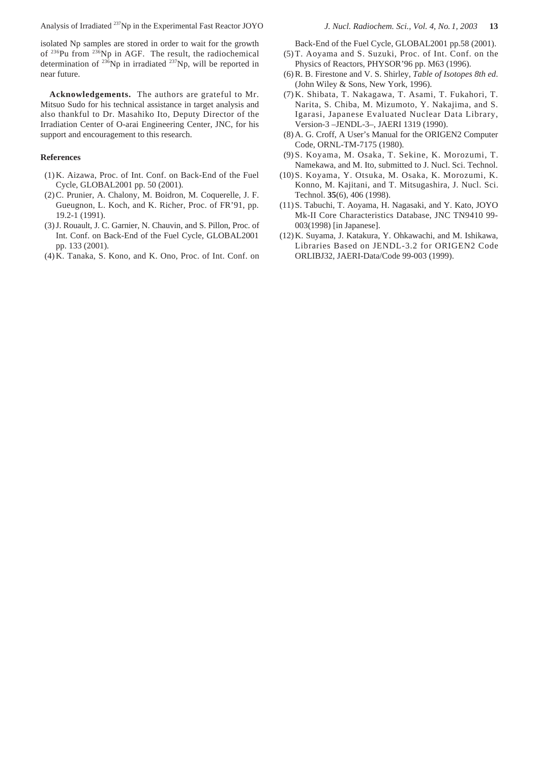isolated Np samples are stored in order to wait for the growth of $^{236}$Pu from $^{236}$Np in AGF. The result, the radiochemical determination of $^{236}$Np in irradiated $^{237}$Np, will be reported in near future.

**Acknowledgements.** The authors are grateful to Mr. Mitsuo Sudo for his technical assistance in target analysis and also thankful to Dr. Masahiko Ito, Deputy Director of the Irradiation Center of O-arai Engineering Center, JNC, for his support and encouragement to this research.

### References

(1) K. Aizawa, Proc. of Int. Conf. on Back-End of the Fuel Cycle, GLOBAL2001 pp. 50 (2001).

(2) C. Prunier, A. Chalony, M. Boidron, M. Coquerelle, J. F. Gueugnon, L. Koch, and K. Richer, Proc. of FR'91, pp. 19.2-1 (1991).

(3) J. Rouault, J. C. Garnier, N. Chauvin, and S. Pillon, Proc. of Int. Conf. on Back-End of the Fuel Cycle, GLOBAL2001 pp. 133 (2001).

(4) K. Tanaka, S. Kono, and K. Ono, Proc. of Int. Conf. on Back-End of the Fuel Cycle, GLOBAL2001 pp.58 (2001).

(5) T. Aoyama and S. Suzuki, Proc. of Int. Conf. on the Physics of Reactors, PHYSOR'96 pp. M63 (1996).

(6) R. B. Firestone and V. S. Shirley, *Table of Isotopes 8th ed.* (John Wiley & Sons, New York, 1996).

(7) K. Shibata, T. Nakagawa, T. Asami, T. Fukahori, T. Narita, S. Chiba, M. Mizumoto, Y. Nakajima, and S. Igarasi, Japanese Evaluated Nuclear Data Library, Version-3 –JENDL-3–, JAERI 1319 (1990).

(8) A. G. Croff, A User's Manual for the ORIGEN2 Computer Code, ORNL-TM-7175 (1980).

(9) S. Koyama, M. Osaka, T. Sekine, K. Morozumi, T. Namekawa, and M. Ito, submitted to J. Nucl. Sci. Technol.

(10) S. Koyama, Y. Otsuka, M. Osaka, K. Morozumi, K. Konno, M. Kajitani, and T. Mitsugashira, J. Nucl. Sci. Technol. **35**(6), 406 (1998).

(11) S. Tabuchi, T. Aoyama, H. Nagasaki, and Y. Kato, JOYO Mk-II Core Characteristics Database, JNC TN9410 99-003(1998) [in Japanese].

(12) K. Suyama, J. Katakura, Y. Ohkawachi, and M. Ishikawa, Libraries Based on JENDL-3.2 for ORIGEN2 Code ORLIBJ32, JAERI-Data/Code 99-003 (1999).